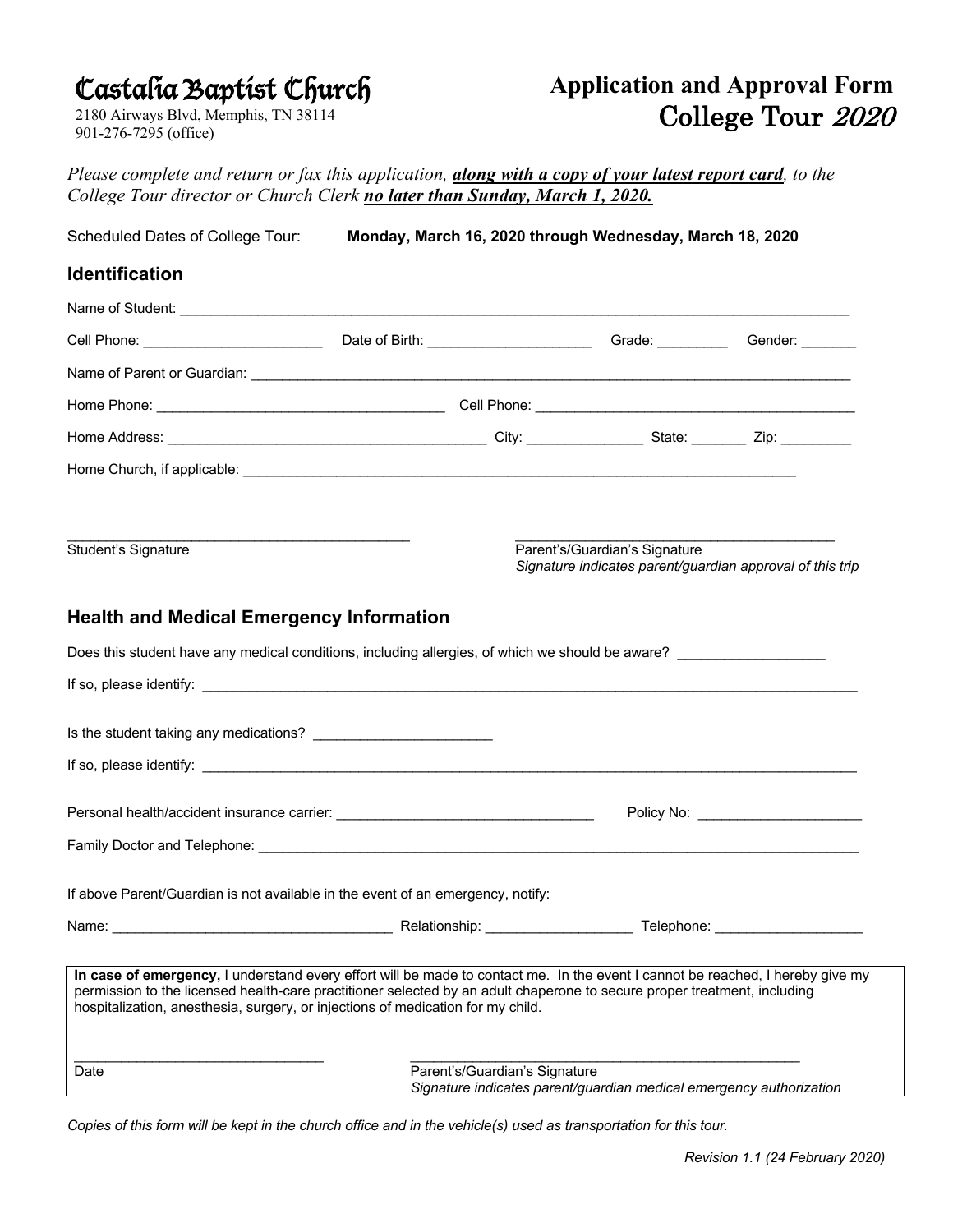# Castalia Baptist Church

2180 Airways Blvd, Memphis, TN 38114
901-276-7295 (office)

## Application and Approval Form
## College Tour *2020*

*Please complete and return or fax this application,* ***along with a copy of your latest report card****, to the College Tour director or Church Clerk* ***no later than Sunday, March 1, 2020.***

Scheduled Dates of College Tour: **Monday, March 16, 2020 through Wednesday, March 18, 2020**

### Identification

Name of Student: ______________________________________________________________________________

Cell Phone: ______________________ Date of Birth: ____________________ Grade: ________ Gender: _______

Name of Parent or Guardian: _______________________________________________________________________

Home Phone: __________________________________ Cell Phone: ________________________________________

Home Address: _________________________________________ City: ______________ State: _______ Zip: _________

Home Church, if applicable: ________________________________________________________________________

_____________________________________________ Student's Signature

_____________________________________________ Parent's/Guardian's Signature
*Signature indicates parent/guardian approval of this trip*

### Health and Medical Emergency Information

Does this student have any medical conditions, including allergies, of which we should be aware? __________________

If so, please identify: _______________________________________________________________________________

Is the student taking any medications? ______________________

If so, please identify: _______________________________________________________________________________

Personal health/accident insurance carrier: _________________________________ Policy No: ____________________

Family Doctor and Telephone: ________________________________________________________________________

If above Parent/Guardian is not available in the event of an emergency, notify:

Name: ___________________________________ Relationship: __________________ Telephone: __________________

**In case of emergency,** I understand every effort will be made to contact me. In the event I cannot be reached, I hereby give my permission to the licensed health-care practitioner selected by an adult chaperone to secure proper treatment, including hospitalization, anesthesia, surgery, or injections of medication for my child.

_______________________________ Date

_____________________________________________________ Parent's/Guardian's Signature
*Signature indicates parent/guardian medical emergency authorization*

*Copies of this form will be kept in the church office and in the vehicle(s) used as transportation for this tour.*

*Revision 1.1 (24 February 2020)*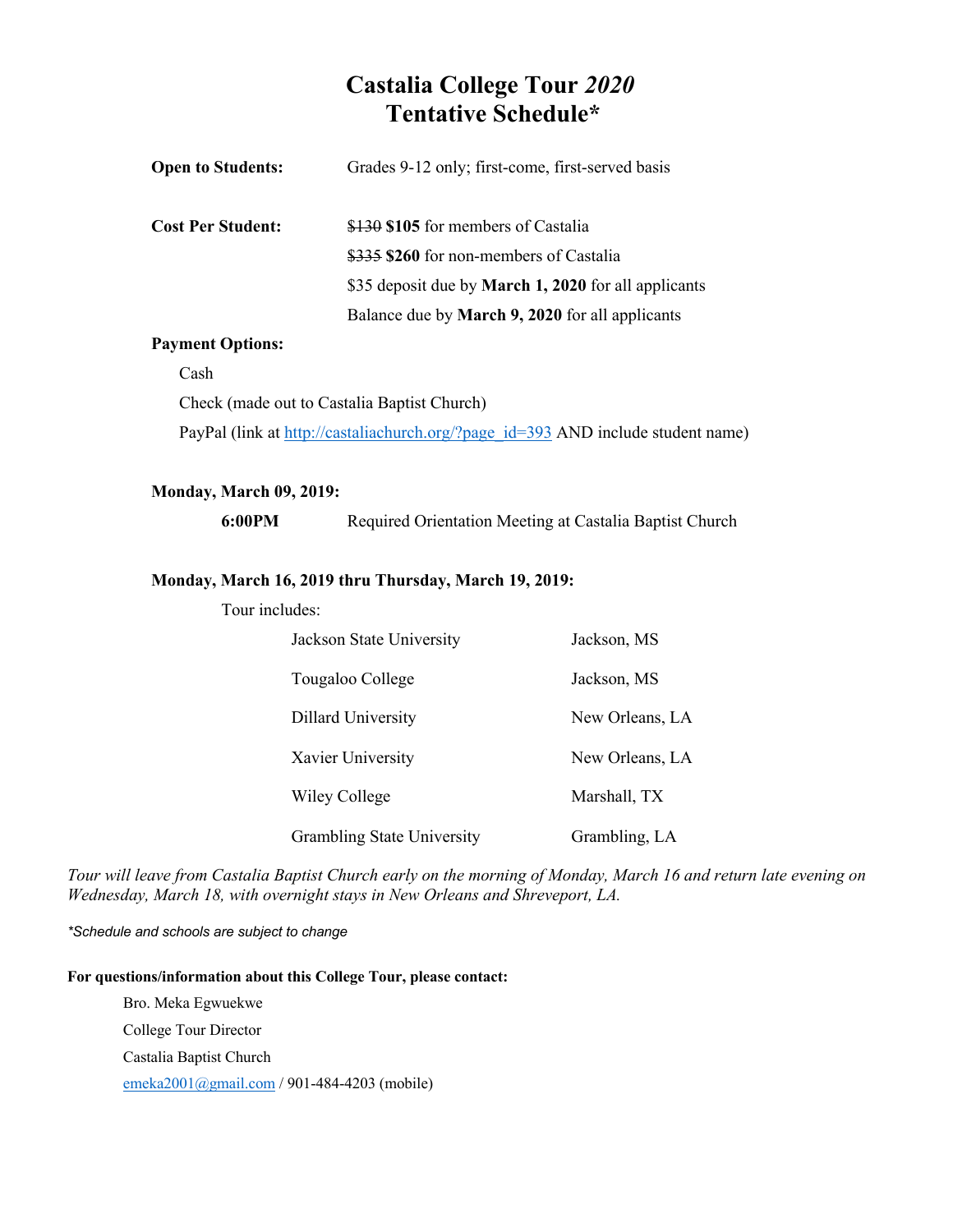# Castalia College Tour *2020*
# Tentative Schedule*

**Open to Students:** Grades 9-12 only; first-come, first-served basis

**Cost Per Student:**
~~$130~~ **$105** for members of Castalia
~~$335~~ **$260** for non-members of Castalia
$35 deposit due by **March 1, 2020** for all applicants
Balance due by **March 9, 2020** for all applicants

**Payment Options:**

Cash

Check (made out to Castalia Baptist Church)

PayPal (link at http://castaliachurch.org/?page_id=393 AND include student name)

**Monday, March 09, 2019:**

**6:00PM** Required Orientation Meeting at Castalia Baptist Church

**Monday, March 16, 2019 thru Thursday, March 19, 2019:**

Tour includes:

| | |
|---|---|
| Jackson State University | Jackson, MS |
| Tougaloo College | Jackson, MS |
| Dillard University | New Orleans, LA |
| Xavier University | New Orleans, LA |
| Wiley College | Marshall, TX |
| Grambling State University | Grambling, LA |

*Tour will leave from Castalia Baptist Church early on the morning of Monday, March 16 and return late evening on Wednesday, March 18, with overnight stays in New Orleans and Shreveport, LA.*

**Schedule and schools are subject to change*

**For questions/information about this College Tour, please contact:**

Bro. Meka Egwuekwe
College Tour Director
Castalia Baptist Church
emeka2001@gmail.com / 901-484-4203 (mobile)